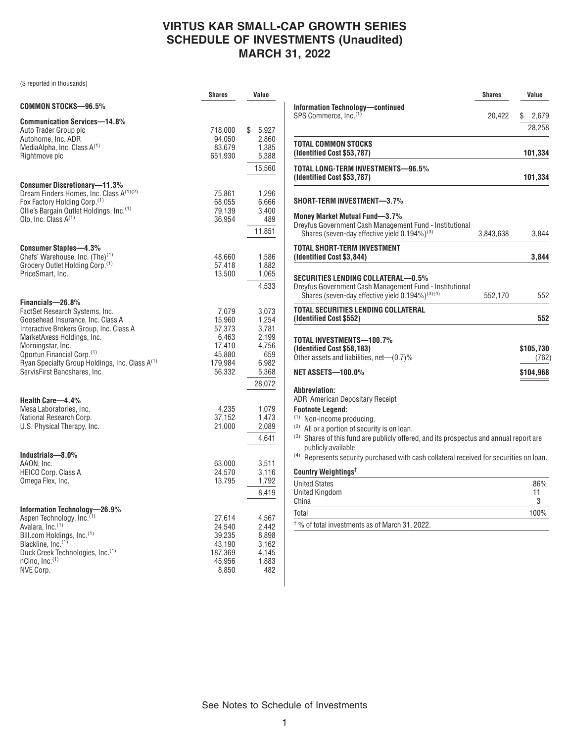# VIRTUS KAR SMALL-CAP GROWTH SERIES
# SCHEDULE OF INVESTMENTS (Unaudited)
# MARCH 31, 2022

($ reported in thousands)

| | Shares | Value |
|---|---|---|
| **COMMON STOCKS—96.5%** | | |
| **Communication Services—14.8%** | | |
| Auto Trader Group plc | 718,000 | $ 5,927 |
| Autohome, Inc. ADR | 94,050 | 2,860 |
| MediaAlpha, Inc. Class A[(1)] | 83,679 | 1,385 |
| Rightmove plc | 651,930 | 5,388 |
| | | 15,560 |
| **Consumer Discretionary—11.3%** | | |
| Dream Finders Homes, Inc. Class A[(1)(2)] | 75,861 | 1,296 |
| Fox Factory Holding Corp.[(1)] | 68,055 | 6,666 |
| Ollie's Bargain Outlet Holdings, Inc.[(1)] | 79,139 | 3,400 |
| Olo, Inc. Class A[(1)] | 36,954 | 489 |
| | | 11,851 |
| **Consumer Staples—4.3%** | | |
| Chefs' Warehouse, Inc. (The)[(1)] | 48,660 | 1,586 |
| Grocery Outlet Holding Corp.[(1)] | 57,418 | 1,882 |
| PriceSmart, Inc. | 13,500 | 1,065 |
| | | 4,533 |
| **Financials—26.8%** | | |
| FactSet Research Systems, Inc. | 7,079 | 3,073 |
| Goosehead Insurance, Inc. Class A | 15,960 | 1,254 |
| Interactive Brokers Group, Inc. Class A | 57,373 | 3,781 |
| MarketAxess Holdings, Inc. | 6,463 | 2,199 |
| Morningstar, Inc. | 17,410 | 4,756 |
| Oportun Financial Corp.[(1)] | 45,880 | 659 |
| Ryan Specialty Group Holdings, Inc. Class A[(1)] | 179,984 | 6,982 |
| ServisFirst Bancshares, Inc. | 56,332 | 5,368 |
| | | 28,072 |
| **Health Care—4.4%** | | |
| Mesa Laboratories, Inc. | 4,235 | 1,079 |
| National Research Corp. | 37,152 | 1,473 |
| U.S. Physical Therapy, Inc. | 21,000 | 2,089 |
| | | 4,641 |
| **Industrials—8.0%** | | |
| AAON, Inc. | 63,000 | 3,511 |
| HEICO Corp. Class A | 24,570 | 3,116 |
| Omega Flex, Inc. | 13,795 | 1,792 |
| | | 8,419 |
| **Information Technology—26.9%** | | |
| Aspen Technology, Inc.[(1)] | 27,614 | 4,567 |
| Avalara, Inc.[(1)] | 24,540 | 2,442 |
| Bill.com Holdings, Inc.[(1)] | 39,235 | 8,898 |
| Blackline, Inc.[(1)] | 43,190 | 3,162 |
| Duck Creek Technologies, Inc.[(1)] | 187,369 | 4,145 |
| nCino, Inc.[(1)] | 45,956 | 1,883 |
| NVE Corp. | 8,850 | 482 |
| **Information Technology—continued** | | |
| SPS Commerce, Inc.[(1)] | 20,422 | $ 2,679 |
| | | 28,258 |
| **TOTAL COMMON STOCKS (Identified Cost $53,787)** | | **101,334** |
| **TOTAL LONG-TERM INVESTMENTS—96.5% (Identified Cost $53,787)** | | **101,334** |
| **SHORT-TERM INVESTMENT—3.7%** | | |
| **Money Market Mutual Fund—3.7%** | | |
| Dreyfus Government Cash Management Fund - Institutional Shares (seven-day effective yield 0.194%)[(3)] | 3,843,638 | 3,844 |
| **TOTAL SHORT-TERM INVESTMENT (Identified Cost $3,844)** | | **3,844** |
| **SECURITIES LENDING COLLATERAL—0.5%** | | |
| Dreyfus Government Cash Management Fund - Institutional Shares (seven-day effective yield 0.194%)[(3)(4)] | 552,170 | 552 |
| **TOTAL SECURITIES LENDING COLLATERAL (Identified Cost $552)** | | **552** |
| **TOTAL INVESTMENTS—100.7% (Identified Cost $58,183)** | | **$105,730** |
| Other assets and liabilities, net—(0.7)% | | (762) |
| **NET ASSETS—100.0%** | | **$104,968** |

**Abbreviation:**

ADR American Depositary Receipt

**Footnote Legend:**

(1) Non-income producing.

(2) All or a portion of security is on loan.

(3) Shares of this fund are publicly offered, and its prospectus and annual report are publicly available.

(4) Represents security purchased with cash collateral received for securities on loan.

**Country Weightings†**

| | |
|---|---|
| United States | 86% |
| United Kingdom | 11 |
| China | 3 |
| Total | 100% |

† % of total investments as of March 31, 2022.

See Notes to Schedule of Investments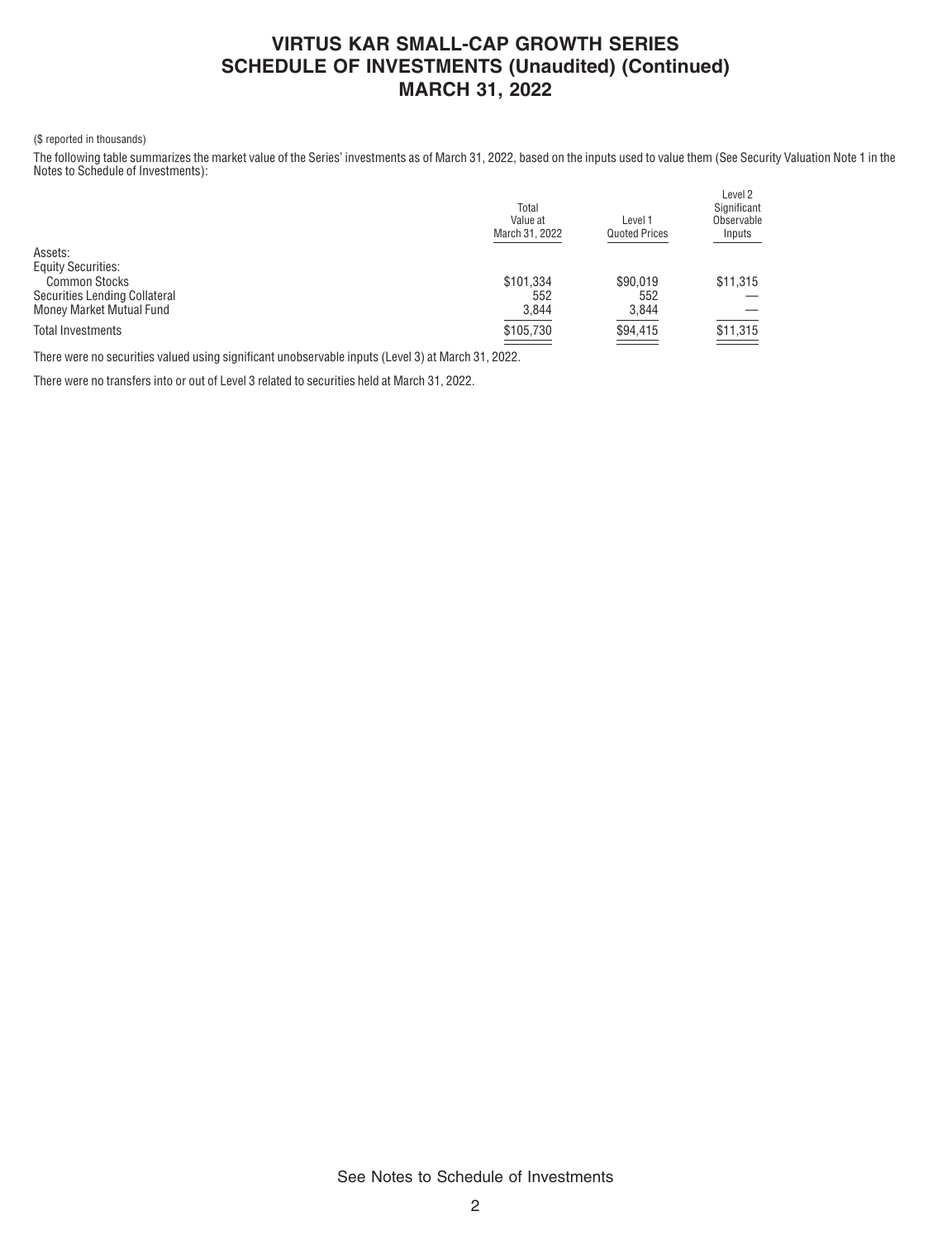# VIRTUS KAR SMALL-CAP GROWTH SERIES
# SCHEDULE OF INVESTMENTS (Unaudited) (Continued)
# MARCH 31, 2022

($ reported in thousands)

The following table summarizes the market value of the Series' investments as of March 31, 2022, based on the inputs used to value them (See Security Valuation Note 1 in the Notes to Schedule of Investments):

| | Total Value at March 31, 2022 | Level 1 Quoted Prices | Level 2 Significant Observable Inputs |
|---|---|---|---|
| Assets: | | | |
| Equity Securities: | | | |
| Common Stocks | $101,334 | $90,019 | $11,315 |
| Securities Lending Collateral | 552 | 552 | — |
| Money Market Mutual Fund | 3,844 | 3,844 | — |
| Total Investments | $105,730 | $94,415 | $11,315 |

There were no securities valued using significant unobservable inputs (Level 3) at March 31, 2022.

There were no transfers into or out of Level 3 related to securities held at March 31, 2022.

See Notes to Schedule of Investments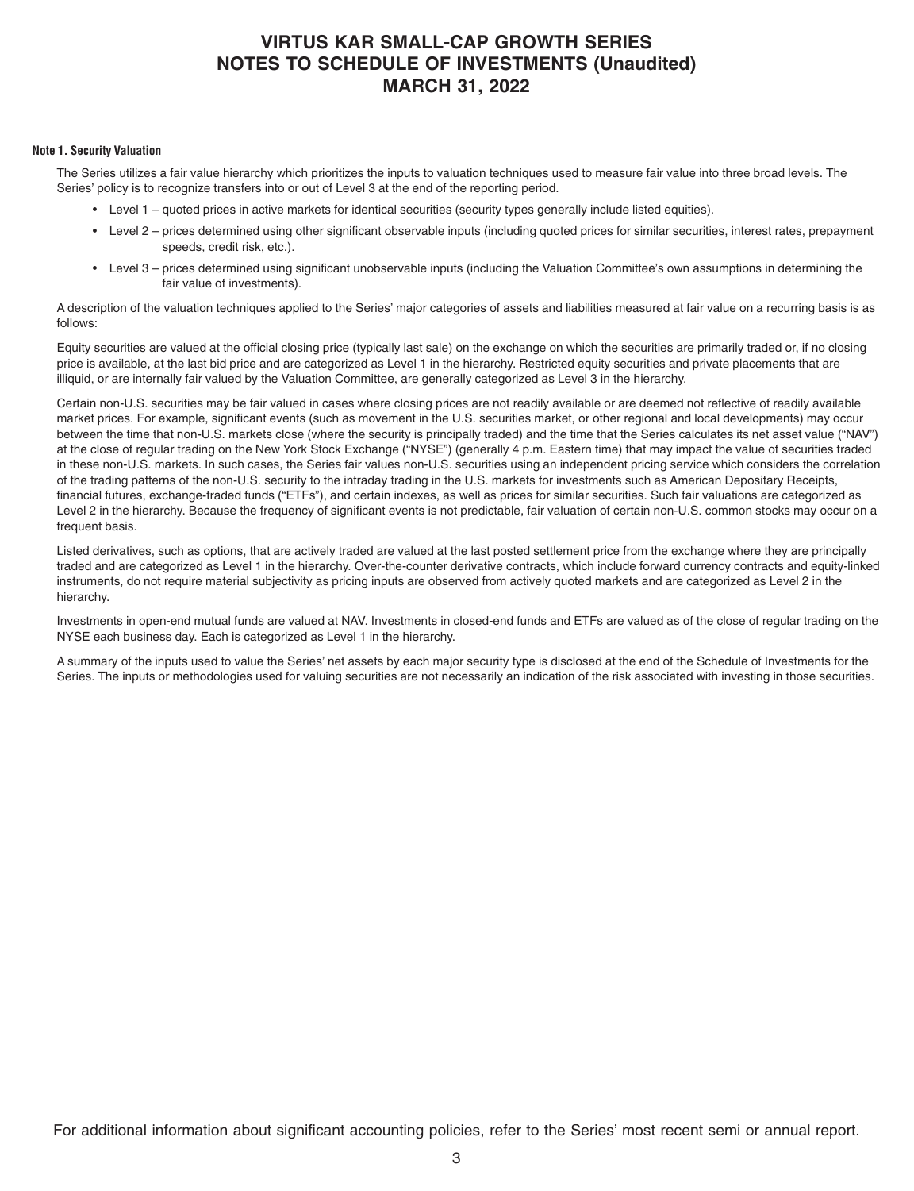# VIRTUS KAR SMALL-CAP GROWTH SERIES
# NOTES TO SCHEDULE OF INVESTMENTS (Unaudited)
# MARCH 31, 2022

**Note 1. Security Valuation**

The Series utilizes a fair value hierarchy which prioritizes the inputs to valuation techniques used to measure fair value into three broad levels. The Series' policy is to recognize transfers into or out of Level 3 at the end of the reporting period.

- Level 1 – quoted prices in active markets for identical securities (security types generally include listed equities).
- Level 2 – prices determined using other significant observable inputs (including quoted prices for similar securities, interest rates, prepayment speeds, credit risk, etc.).
- Level 3 – prices determined using significant unobservable inputs (including the Valuation Committee's own assumptions in determining the fair value of investments).

A description of the valuation techniques applied to the Series' major categories of assets and liabilities measured at fair value on a recurring basis is as follows:

Equity securities are valued at the official closing price (typically last sale) on the exchange on which the securities are primarily traded or, if no closing price is available, at the last bid price and are categorized as Level 1 in the hierarchy. Restricted equity securities and private placements that are illiquid, or are internally fair valued by the Valuation Committee, are generally categorized as Level 3 in the hierarchy.

Certain non-U.S. securities may be fair valued in cases where closing prices are not readily available or are deemed not reflective of readily available market prices. For example, significant events (such as movement in the U.S. securities market, or other regional and local developments) may occur between the time that non-U.S. markets close (where the security is principally traded) and the time that the Series calculates its net asset value ("NAV") at the close of regular trading on the New York Stock Exchange ("NYSE") (generally 4 p.m. Eastern time) that may impact the value of securities traded in these non-U.S. markets. In such cases, the Series fair values non-U.S. securities using an independent pricing service which considers the correlation of the trading patterns of the non-U.S. security to the intraday trading in the U.S. markets for investments such as American Depositary Receipts, financial futures, exchange-traded funds ("ETFs"), and certain indexes, as well as prices for similar securities. Such fair valuations are categorized as Level 2 in the hierarchy. Because the frequency of significant events is not predictable, fair valuation of certain non-U.S. common stocks may occur on a frequent basis.

Listed derivatives, such as options, that are actively traded are valued at the last posted settlement price from the exchange where they are principally traded and are categorized as Level 1 in the hierarchy. Over-the-counter derivative contracts, which include forward currency contracts and equity-linked instruments, do not require material subjectivity as pricing inputs are observed from actively quoted markets and are categorized as Level 2 in the hierarchy.

Investments in open-end mutual funds are valued at NAV. Investments in closed-end funds and ETFs are valued as of the close of regular trading on the NYSE each business day. Each is categorized as Level 1 in the hierarchy.

A summary of the inputs used to value the Series' net assets by each major security type is disclosed at the end of the Schedule of Investments for the Series. The inputs or methodologies used for valuing securities are not necessarily an indication of the risk associated with investing in those securities.

For additional information about significant accounting policies, refer to the Series' most recent semi or annual report.